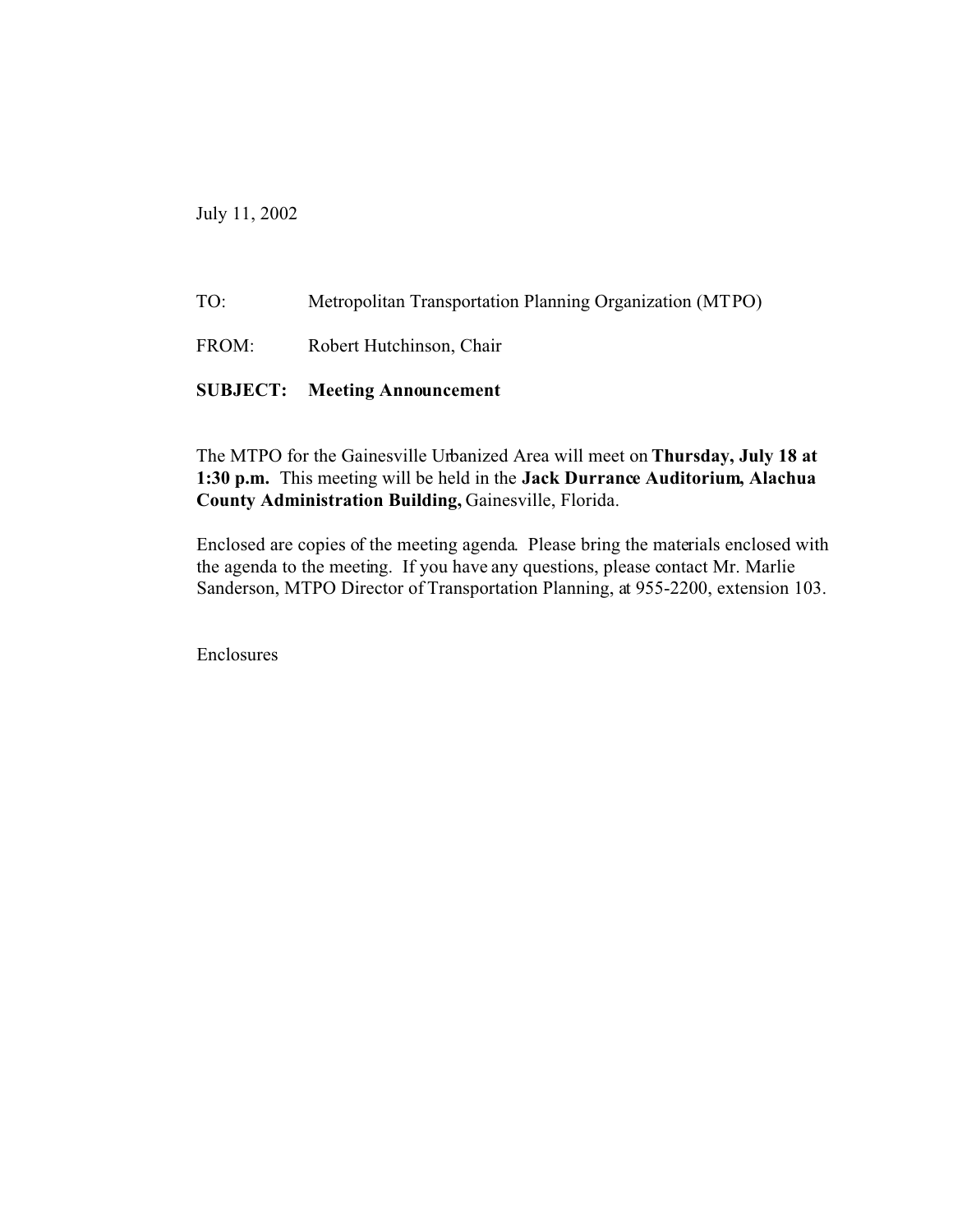July 11, 2002

TO: Metropolitan Transportation Planning Organization (MTPO)

FROM: Robert Hutchinson, Chair

**SUBJECT: Meeting Announcement**

The MTPO for the Gainesville Urbanized Area will meet on **Thursday, July 18 at 1:30 p.m.** This meeting will be held in the **Jack Durrance Auditorium, Alachua County Administration Building,** Gainesville, Florida.

Enclosed are copies of the meeting agenda. Please bring the materials enclosed with the agenda to the meeting. If you have any questions, please contact Mr. Marlie Sanderson, MTPO Director of Transportation Planning, at 955-2200, extension 103.

Enclosures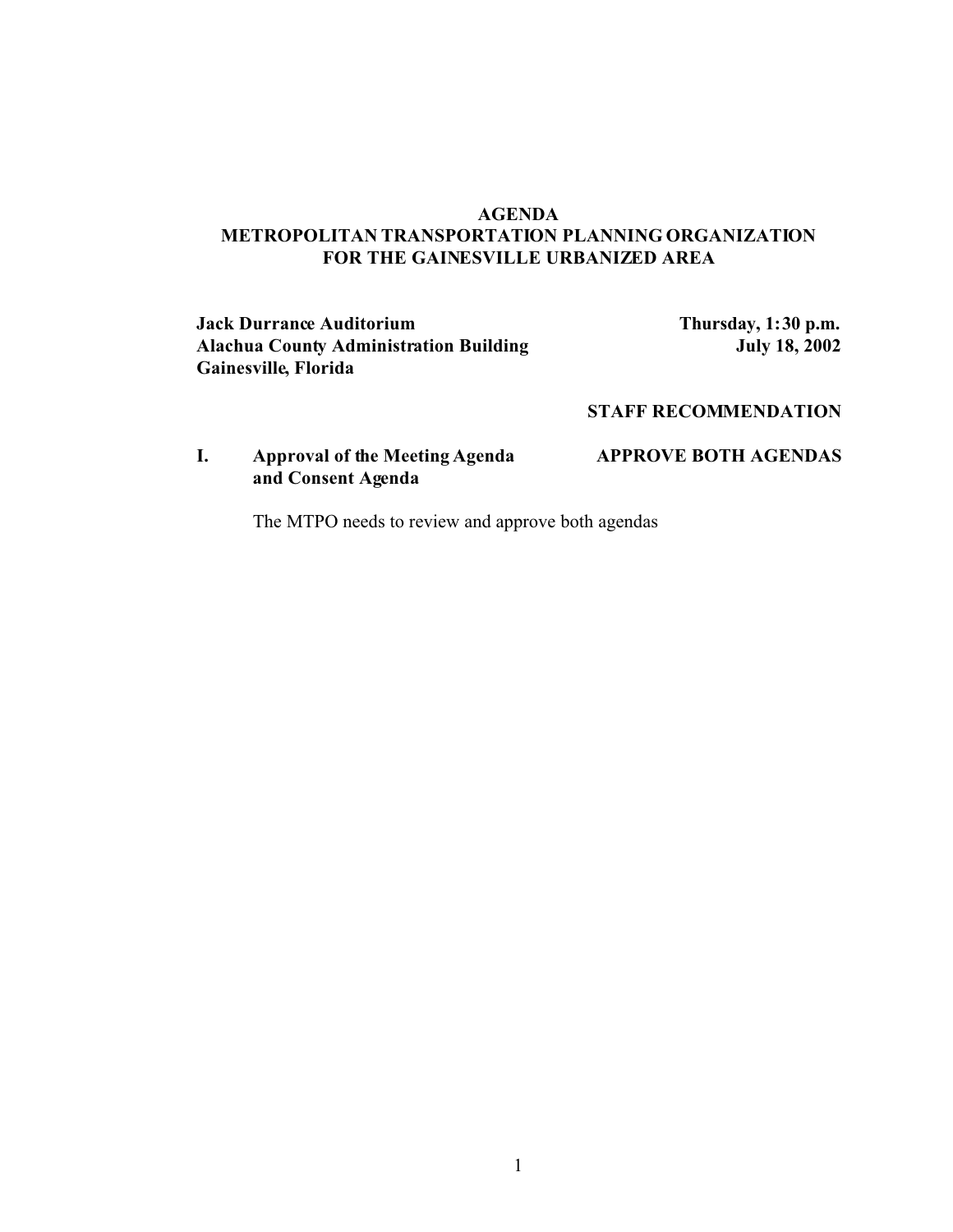**AGENDA**
**METROPOLITAN TRANSPORTATION PLANNING ORGANIZATION**
**FOR THE GAINESVILLE URBANIZED AREA**

**Jack Durrance Auditorium**
**Alachua County Administration Building**
**Gainesville, Florida**

**Thursday, 1:30 p.m.**
**July 18, 2002**

**STAFF RECOMMENDATION**

**I. Approval of the Meeting Agenda and Consent Agenda** — **APPROVE BOTH AGENDAS**

The MTPO needs to review and approve both agendas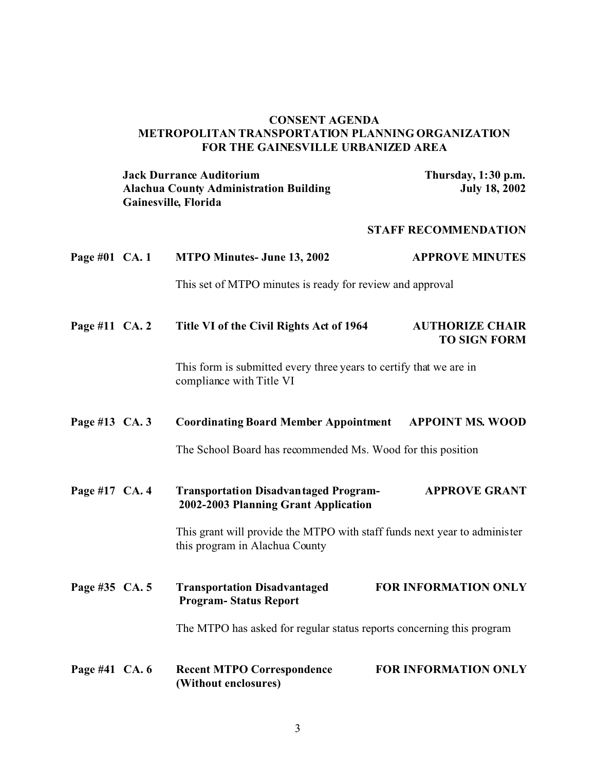# CONSENT AGENDA
# METROPOLITAN TRANSPORTATION PLANNING ORGANIZATION
# FOR THE GAINESVILLE URBANIZED AREA

**Jack Durrance Auditorium**
**Alachua County Administration Building**
**Gainesville, Florida**

**Thursday, 1:30 p.m.**
**July 18, 2002**

**STAFF RECOMMENDATION**

**Page #01 CA. 1 MTPO Minutes- June 13, 2002** — **APPROVE MINUTES**

This set of MTPO minutes is ready for review and approval

**Page #11 CA. 2 Title VI of the Civil Rights Act of 1964** — **AUTHORIZE CHAIR TO SIGN FORM**

This form is submitted every three years to certify that we are in compliance with Title VI

**Page #13 CA. 3 Coordinating Board Member Appointment** — **APPOINT MS. WOOD**

The School Board has recommended Ms. Wood for this position

**Page #17 CA. 4 Transportation Disadvantaged Program- 2002-2003 Planning Grant Application** — **APPROVE GRANT**

This grant will provide the MTPO with staff funds next year to administer this program in Alachua County

**Page #35 CA. 5 Transportation Disadvantaged Program- Status Report** — **FOR INFORMATION ONLY**

The MTPO has asked for regular status reports concerning this program

**Page #41 CA. 6 Recent MTPO Correspondence (Without enclosures)** — **FOR INFORMATION ONLY**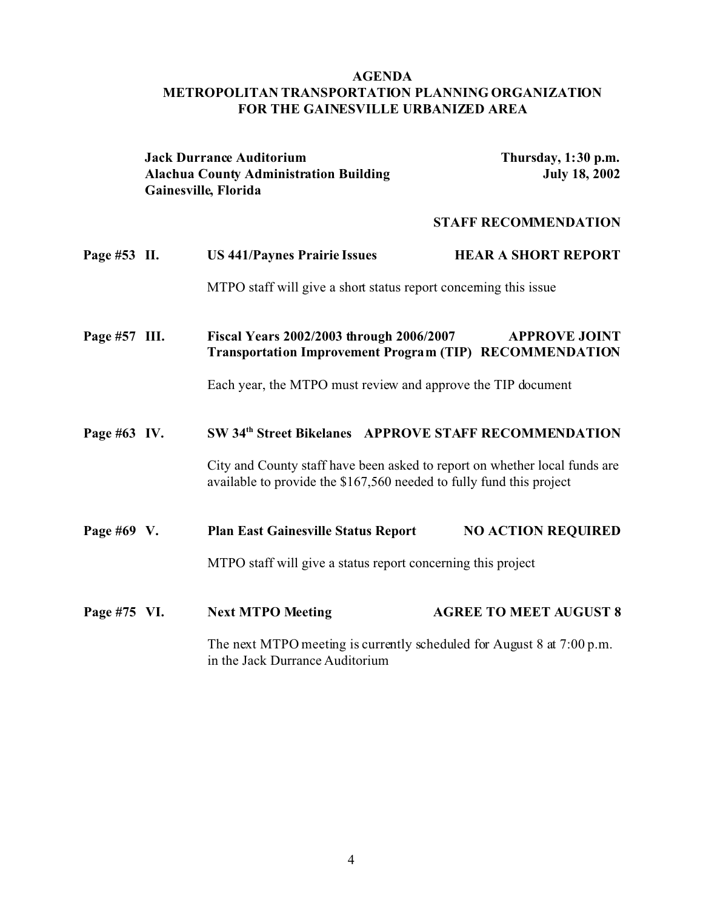# AGENDA
## METROPOLITAN TRANSPORTATION PLANNING ORGANIZATION FOR THE GAINESVILLE URBANIZED AREA

**Jack Durrance Auditorium**
**Alachua County Administration Building**
**Gainesville, Florida**

**Thursday, 1:30 p.m.**
**July 18, 2002**

**STAFF RECOMMENDATION**

**Page #53 II. US 441/Paynes Prairie Issues — HEAR A SHORT REPORT**

MTPO staff will give a short status report concerning this issue

**Page #57 III. Fiscal Years 2002/2003 through 2006/2007 Transportation Improvement Program (TIP) — APPROVE JOINT RECOMMENDATION**

Each year, the MTPO must review and approve the TIP document

**Page #63 IV. SW 34th Street Bikelanes — APPROVE STAFF RECOMMENDATION**

City and County staff have been asked to report on whether local funds are available to provide the $167,560 needed to fully fund this project

**Page #69 V. Plan East Gainesville Status Report — NO ACTION REQUIRED**

MTPO staff will give a status report concerning this project

**Page #75 VI. Next MTPO Meeting — AGREE TO MEET AUGUST 8**

The next MTPO meeting is currently scheduled for August 8 at 7:00 p.m. in the Jack Durrance Auditorium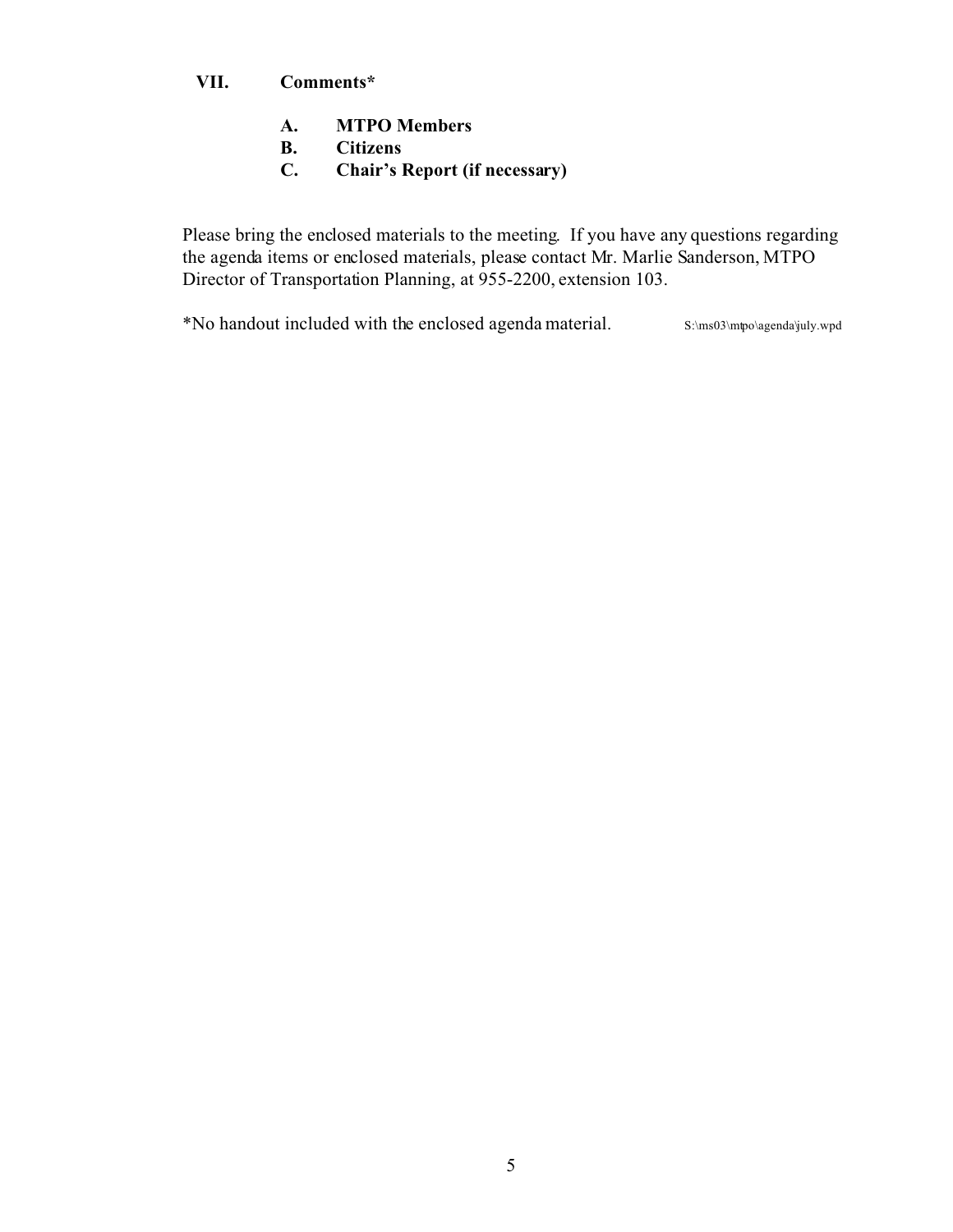**VII. Comments***

- **A. MTPO Members**
- **B. Citizens**
- **C. Chair's Report (if necessary)**

Please bring the enclosed materials to the meeting. If you have any questions regarding the agenda items or enclosed materials, please contact Mr. Marlie Sanderson, MTPO Director of Transportation Planning, at 955-2200, extension 103.

*No handout included with the enclosed agenda material.

S:\ms03\mtpo\agenda\july.wpd